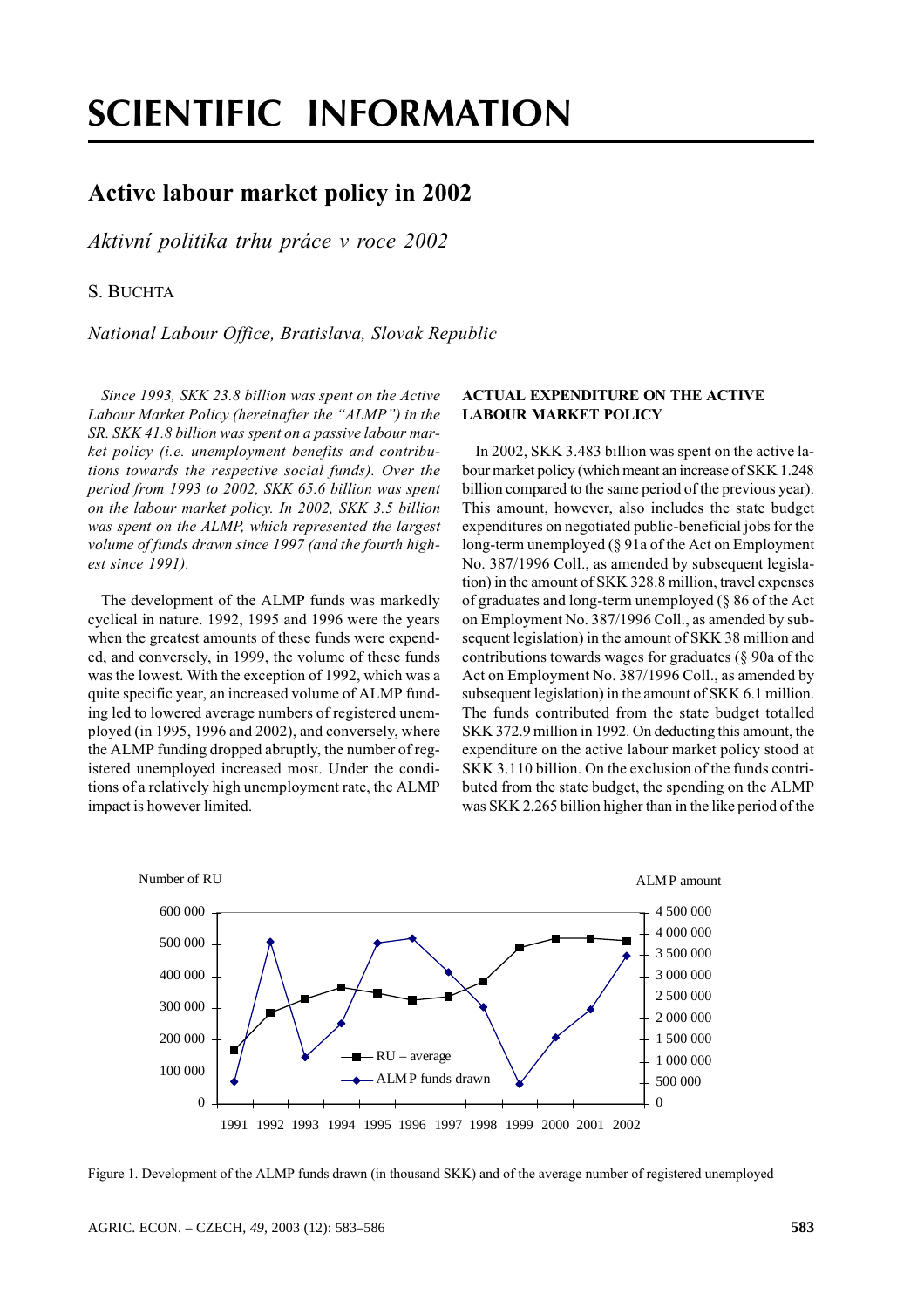# SCIENTIFIC INFORMATION

## Active labour market policy in 2002

*Aktivní politika trhu práce v roce 2002*

S. BUCHTA

*National Labour Office, Bratislava, Slovak Republic*

*Since 1993, SKK 23.8 billion was spent on the Active Labour Market Policy (hereinafter the "ALMP") in the SR. SKK 41.8 billion was spent on a passive labour market policy (i.e. unemployment benefits and contributions towards the respective social funds). Over the period from 1993 to 2002, SKK 65.6 billion was spent on the labour market policy. In 2002, SKK 3.5 billion was spent on the ALMP, which represented the largest volume of funds drawn since 1997 (and the fourth highest since 1991).*

The development of the ALMP funds was markedly cyclical in nature. 1992, 1995 and 1996 were the years when the greatest amounts of these funds were expended, and conversely, in 1999, the volume of these funds was the lowest. With the exception of 1992, which was a quite specific year, an increased volume of ALMP funding led to lowered average numbers of registered unemployed (in 1995, 1996 and 2002), and conversely, where the ALMP funding dropped abruptly, the number of registered unemployed increased most. Under the conditions of a relatively high unemployment rate, the ALMP impact is however limited.

### ACTUAL EXPENDITURE ON THE ACTIVE LABOUR MARKET POLICY

In 2002, SKK 3.483 billion was spent on the active labour market policy (which meant an increase of SKK 1.248 billion compared to the same period of the previous year). This amount, however, also includes the state budget expenditures on negotiated public-beneficial jobs for the long-term unemployed (§ 91a of the Act on Employment No. 387/1996 Coll., as amended by subsequent legislation) in the amount of SKK 328.8 million, travel expenses of graduates and long-term unemployed (§ 86 of the Act on Employment No. 387/1996 Coll., as amended by subsequent legislation) in the amount of SKK 38 million and contributions towards wages for graduates (§ 90a of the Act on Employment No. 387/1996 Coll., as amended by subsequent legislation) in the amount of SKK 6.1 million. The funds contributed from the state budget totalled SKK 372.9 million in 1992. On deducting this amount, the expenditure on the active labour market policy stood at SKK 3.110 billion. On the exclusion of the funds contributed from the state budget, the spending on the ALMP was SKK 2.265 billion higher than in the like period of the

Figure 1. Development of the ALMP funds drawn (in thousand SKK) and of the average number of registered unemployed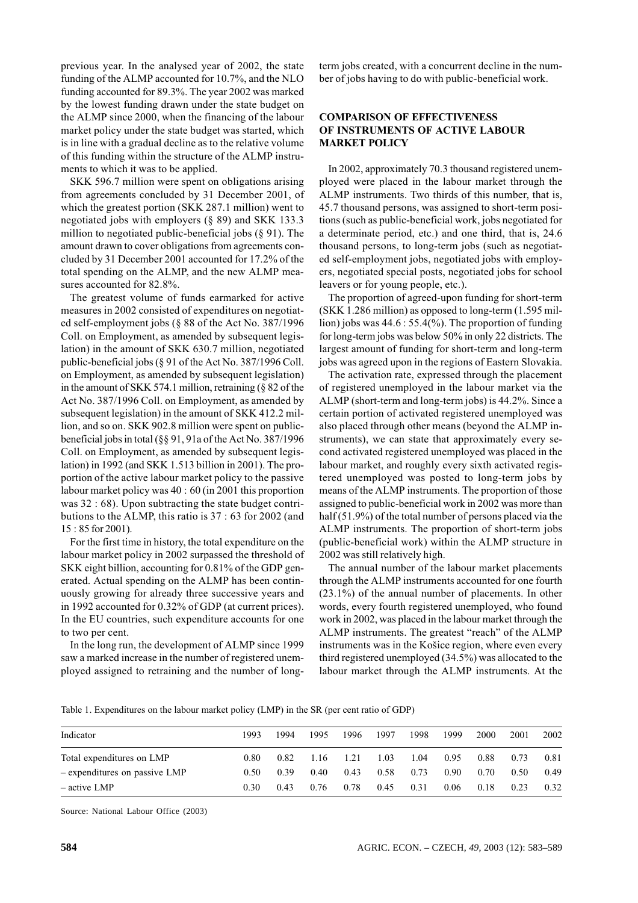previous year. In the analysed year of 2002, the state funding of the ALMP accounted for 10.7%, and the NLO funding accounted for 89.3%. The year 2002 was marked by the lowest funding drawn under the state budget on the ALMP since 2000, when the financing of the labour market policy under the state budget was started, which is in line with a gradual decline as to the relative volume of this funding within the structure of the ALMP instruments to which it was to be applied.

SKK 596.7 million were spent on obligations arising from agreements concluded by 31 December 2001, of which the greatest portion (SKK 287.1 million) went to negotiated jobs with employers (§ 89) and SKK 133.3 million to negotiated public-beneficial jobs (§ 91). The amount drawn to cover obligations from agreements concluded by 31 December 2001 accounted for 17.2% of the total spending on the ALMP, and the new ALMP measures accounted for 82.8%.

The greatest volume of funds earmarked for active measures in 2002 consisted of expenditures on negotiated self-employment jobs (§ 88 of the Act No. 387/1996 Coll. on Employment, as amended by subsequent legislation) in the amount of SKK 630.7 million, negotiated public-beneficial jobs (§ 91 of the Act No. 387/1996 Coll. on Employment, as amended by subsequent legislation) in the amount of SKK 574.1 million, retraining (§ 82 of the Act No. 387/1996 Coll. on Employment, as amended by subsequent legislation) in the amount of SKK 412.2 million, and so on. SKK 902.8 million were spent on public-beneficial jobs in total (§§ 91, 91a of the Act No. 387/1996 Coll. on Employment, as amended by subsequent legislation) in 1992 (and SKK 1.513 billion in 2001). The proportion of the active labour market policy to the passive labour market policy was 40 : 60 (in 2001 this proportion was 32 : 68). Upon subtracting the state budget contributions to the ALMP, this ratio is 37 : 63 for 2002 (and 15 : 85 for 2001).

For the first time in history, the total expenditure on the labour market policy in 2002 surpassed the threshold of SKK eight billion, accounting for 0.81% of the GDP generated. Actual spending on the ALMP has been continuously growing for already three successive years and in 1992 accounted for 0.32% of GDP (at current prices). In the EU countries, such expenditure accounts for one to two per cent.

In the long run, the development of ALMP since 1999 saw a marked increase in the number of registered unemployed assigned to retraining and the number of long-term jobs created, with a concurrent decline in the number of jobs having to do with public-beneficial work.

## COMPARISON OF EFFECTIVENESS OF INSTRUMENTS OF ACTIVE LABOUR MARKET POLICY

In 2002, approximately 70.3 thousand registered unemployed were placed in the labour market through the ALMP instruments. Two thirds of this number, that is, 45.7 thousand persons, was assigned to short-term positions (such as public-beneficial work, jobs negotiated for a determinate period, etc.) and one third, that is, 24.6 thousand persons, to long-term jobs (such as negotiated self-employment jobs, negotiated jobs with employers, negotiated special posts, negotiated jobs for school leavers or for young people, etc.).

The proportion of agreed-upon funding for short-term (SKK 1.286 million) as opposed to long-term (1.595 million) jobs was 44.6 : 55.4(%). The proportion of funding for long-term jobs was below 50% in only 22 districts. The largest amount of funding for short-term and long-term jobs was agreed upon in the regions of Eastern Slovakia.

The activation rate, expressed through the placement of registered unemployed in the labour market via the ALMP (short-term and long-term jobs) is 44.2%. Since a certain portion of activated registered unemployed was also placed through other means (beyond the ALMP instruments), we can state that approximately every second activated registered unemployed was placed in the labour market, and roughly every sixth activated registered unemployed was posted to long-term jobs by means of the ALMP instruments. The proportion of those assigned to public-beneficial work in 2002 was more than half (51.9%) of the total number of persons placed via the ALMP instruments. The proportion of short-term jobs (public-beneficial work) within the ALMP structure in 2002 was still relatively high.

The annual number of the labour market placements through the ALMP instruments accounted for one fourth (23.1%) of the annual number of placements. In other words, every fourth registered unemployed, who found work in 2002, was placed in the labour market through the ALMP instruments. The greatest "reach" of the ALMP instruments was in the Košice region, where even every third registered unemployed (34.5%) was allocated to the labour market through the ALMP instruments. At the

Table 1. Expenditures on the labour market policy (LMP) in the SR (per cent ratio of GDP)

| Indicator | 1993 | 1994 | 1995 | 1996 | 1997 | 1998 | 1999 | 2000 | 2001 | 2002 |
|---|---|---|---|---|---|---|---|---|---|---|
| Total expenditures on LMP | 0.80 | 0.82 | 1.16 | 1.21 | 1.03 | 1.04 | 0.95 | 0.88 | 0.73 | 0.81 |
| – expenditures on passive LMP | 0.50 | 0.39 | 0.40 | 0.43 | 0.58 | 0.73 | 0.90 | 0.70 | 0.50 | 0.49 |
| – active LMP | 0.30 | 0.43 | 0.76 | 0.78 | 0.45 | 0.31 | 0.06 | 0.18 | 0.23 | 0.32 |

Source: National Labour Office (2003)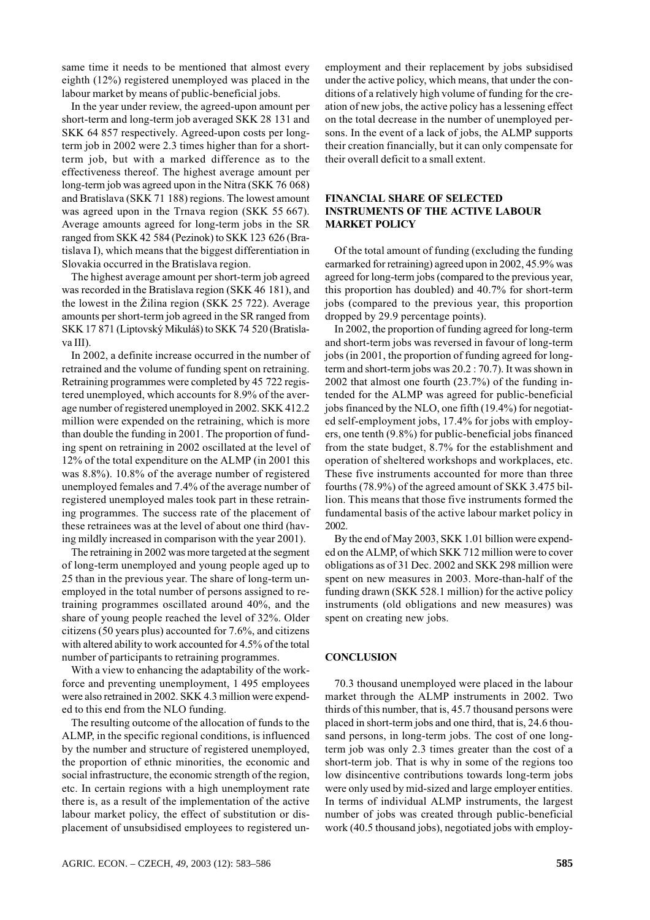same time it needs to be mentioned that almost every eighth (12%) registered unemployed was placed in the labour market by means of public-beneficial jobs.

In the year under review, the agreed-upon amount per short-term and long-term job averaged SKK 28 131 and SKK 64 857 respectively. Agreed-upon costs per long-term job in 2002 were 2.3 times higher than for a short-term job, but with a marked difference as to the effectiveness thereof. The highest average amount per long-term job was agreed upon in the Nitra (SKK 76 068) and Bratislava (SKK 71 188) regions. The lowest amount was agreed upon in the Trnava region (SKK 55 667). Average amounts agreed for long-term jobs in the SR ranged from SKK 42 584 (Pezinok) to SKK 123 626 (Bratislava I), which means that the biggest differentiation in Slovakia occurred in the Bratislava region.

The highest average amount per short-term job agreed was recorded in the Bratislava region (SKK 46 181), and the lowest in the Žilina region (SKK 25 722). Average amounts per short-term job agreed in the SR ranged from SKK 17 871 (Liptovský Mikuláš) to SKK 74 520 (Bratislava III).

In 2002, a definite increase occurred in the number of retrained and the volume of funding spent on retraining. Retraining programmes were completed by 45 722 registered unemployed, which accounts for 8.9% of the average number of registered unemployed in 2002. SKK 412.2 million were expended on the retraining, which is more than double the funding in 2001. The proportion of funding spent on retraining in 2002 oscillated at the level of 12% of the total expenditure on the ALMP (in 2001 this was 8.8%). 10.8% of the average number of registered unemployed females and 7.4% of the average number of registered unemployed males took part in these retraining programmes. The success rate of the placement of these retrainees was at the level of about one third (having mildly increased in comparison with the year 2001).

The retraining in 2002 was more targeted at the segment of long-term unemployed and young people aged up to 25 than in the previous year. The share of long-term unemployed in the total number of persons assigned to retraining programmes oscillated around 40%, and the share of young people reached the level of 32%. Older citizens (50 years plus) accounted for 7.6%, and citizens with altered ability to work accounted for 4.5% of the total number of participants to retraining programmes.

With a view to enhancing the adaptability of the workforce and preventing unemployment, 1 495 employees were also retrained in 2002. SKK 4.3 million were expended to this end from the NLO funding.

The resulting outcome of the allocation of funds to the ALMP, in the specific regional conditions, is influenced by the number and structure of registered unemployed, the proportion of ethnic minorities, the economic and social infrastructure, the economic strength of the region, etc. In certain regions with a high unemployment rate there is, as a result of the implementation of the active labour market policy, the effect of substitution or displacement of unsubsidised employees to registered unemployment and their replacement by jobs subsidised under the active policy, which means, that under the conditions of a relatively high volume of funding for the creation of new jobs, the active policy has a lessening effect on the total decrease in the number of unemployed persons. In the event of a lack of jobs, the ALMP supports their creation financially, but it can only compensate for their overall deficit to a small extent.

## FINANCIAL SHARE OF SELECTED INSTRUMENTS OF THE ACTIVE LABOUR MARKET POLICY

Of the total amount of funding (excluding the funding earmarked for retraining) agreed upon in 2002, 45.9% was agreed for long-term jobs (compared to the previous year, this proportion has doubled) and 40.7% for short-term jobs (compared to the previous year, this proportion dropped by 29.9 percentage points).

In 2002, the proportion of funding agreed for long-term and short-term jobs was reversed in favour of long-term jobs (in 2001, the proportion of funding agreed for long-term and short-term jobs was 20.2 : 70.7). It was shown in 2002 that almost one fourth (23.7%) of the funding intended for the ALMP was agreed for public-beneficial jobs financed by the NLO, one fifth (19.4%) for negotiated self-employment jobs, 17.4% for jobs with employers, one tenth (9.8%) for public-beneficial jobs financed from the state budget, 8.7% for the establishment and operation of sheltered workshops and workplaces, etc. These five instruments accounted for more than three fourths (78.9%) of the agreed amount of SKK 3.475 billion. This means that those five instruments formed the fundamental basis of the active labour market policy in 2002.

By the end of May 2003, SKK 1.01 billion were expended on the ALMP, of which SKK 712 million were to cover obligations as of 31 Dec. 2002 and SKK 298 million were spent on new measures in 2003. More-than-half of the funding drawn (SKK 528.1 million) for the active policy instruments (old obligations and new measures) was spent on creating new jobs.

## CONCLUSION

70.3 thousand unemployed were placed in the labour market through the ALMP instruments in 2002. Two thirds of this number, that is, 45.7 thousand persons were placed in short-term jobs and one third, that is, 24.6 thousand persons, in long-term jobs. The cost of one long-term job was only 2.3 times greater than the cost of a short-term job. That is why in some of the regions too low disincentive contributions towards long-term jobs were only used by mid-sized and large employer entities. In terms of individual ALMP instruments, the largest number of jobs was created through public-beneficial work (40.5 thousand jobs), negotiated jobs with employ-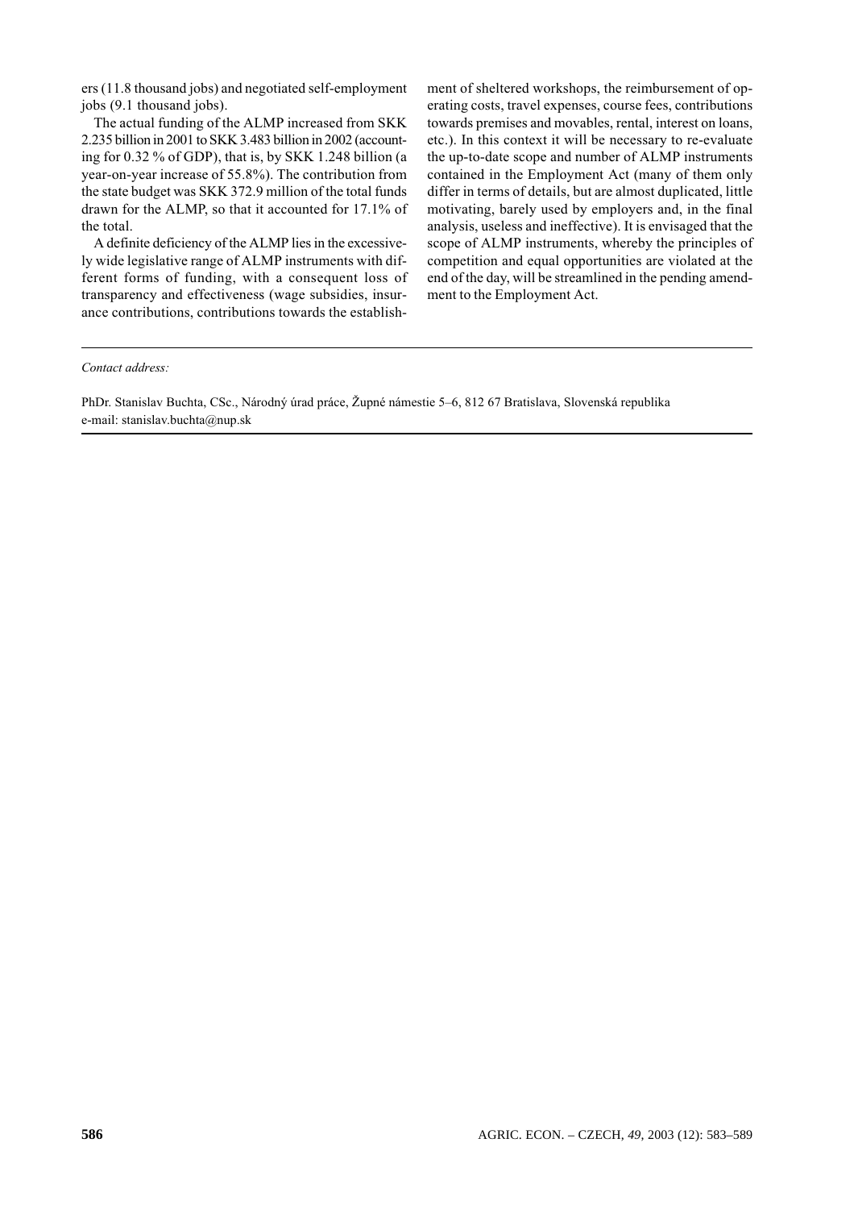ers (11.8 thousand jobs) and negotiated self-employment jobs (9.1 thousand jobs).

The actual funding of the ALMP increased from SKK 2.235 billion in 2001 to SKK 3.483 billion in 2002 (accounting for 0.32 % of GDP), that is, by SKK 1.248 billion (a year-on-year increase of 55.8%). The contribution from the state budget was SKK 372.9 million of the total funds drawn for the ALMP, so that it accounted for 17.1% of the total.

A definite deficiency of the ALMP lies in the excessively wide legislative range of ALMP instruments with different forms of funding, with a consequent loss of transparency and effectiveness (wage subsidies, insurance contributions, contributions towards the establishment of sheltered workshops, the reimbursement of operating costs, travel expenses, course fees, contributions towards premises and movables, rental, interest on loans, etc.). In this context it will be necessary to re-evaluate the up-to-date scope and number of ALMP instruments contained in the Employment Act (many of them only differ in terms of details, but are almost duplicated, little motivating, barely used by employers and, in the final analysis, useless and ineffective). It is envisaged that the scope of ALMP instruments, whereby the principles of competition and equal opportunities are violated at the end of the day, will be streamlined in the pending amendment to the Employment Act.

---

*Contact address:*

PhDr. Stanislav Buchta, CSc., Národný úrad práce, Župné námestie 5–6, 812 67 Bratislava, Slovenská republika
e-mail: stanislav.buchta@nup.sk